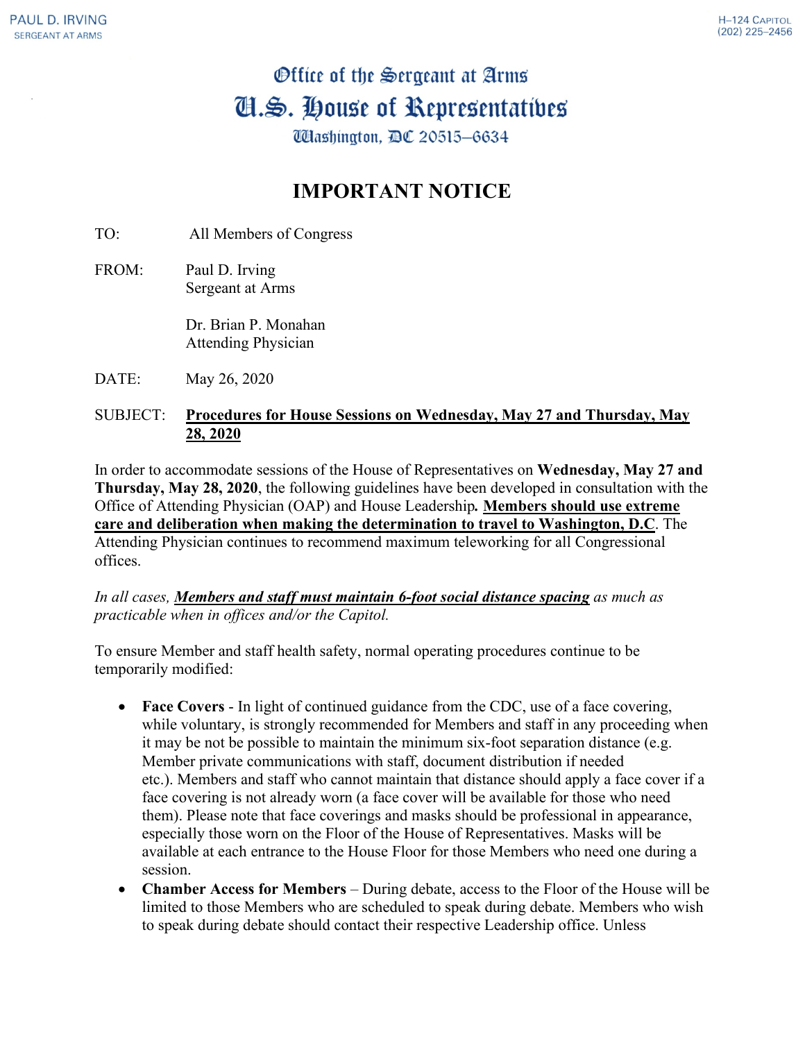PAUL D. IRVING
SERGEANT AT ARMS

H–124 CAPITOL
(202) 225–2456

# Office of the Sergeant at Arms
# U.S. House of Representatives
Washington, DC 20515–6634

## IMPORTANT NOTICE

TO: All Members of Congress

FROM: Paul D. Irving
Sergeant at Arms

Dr. Brian P. Monahan
Attending Physician

DATE: May 26, 2020

SUBJECT: **Procedures for House Sessions on Wednesday, May 27 and Thursday, May 28, 2020**

In order to accommodate sessions of the House of Representatives on **Wednesday, May 27 and Thursday, May 28, 2020**, the following guidelines have been developed in consultation with the Office of Attending Physician (OAP) and House Leadership**.** **Members should use extreme care and deliberation when making the determination to travel to Washington, D.C**. The Attending Physician continues to recommend maximum teleworking for all Congressional offices.

*In all cases,* ***Members and staff must maintain 6-foot social distance spacing*** *as much as practicable when in offices and/or the Capitol.*

To ensure Member and staff health safety, normal operating procedures continue to be temporarily modified:

- **Face Covers** - In light of continued guidance from the CDC, use of a face covering, while voluntary, is strongly recommended for Members and staff in any proceeding when it may be not be possible to maintain the minimum six-foot separation distance (e.g. Member private communications with staff, document distribution if needed etc.). Members and staff who cannot maintain that distance should apply a face cover if a face covering is not already worn (a face cover will be available for those who need them). Please note that face coverings and masks should be professional in appearance, especially those worn on the Floor of the House of Representatives. Masks will be available at each entrance to the House Floor for those Members who need one during a session.
- **Chamber Access for Members** – During debate, access to the Floor of the House will be limited to those Members who are scheduled to speak during debate. Members who wish to speak during debate should contact their respective Leadership office. Unless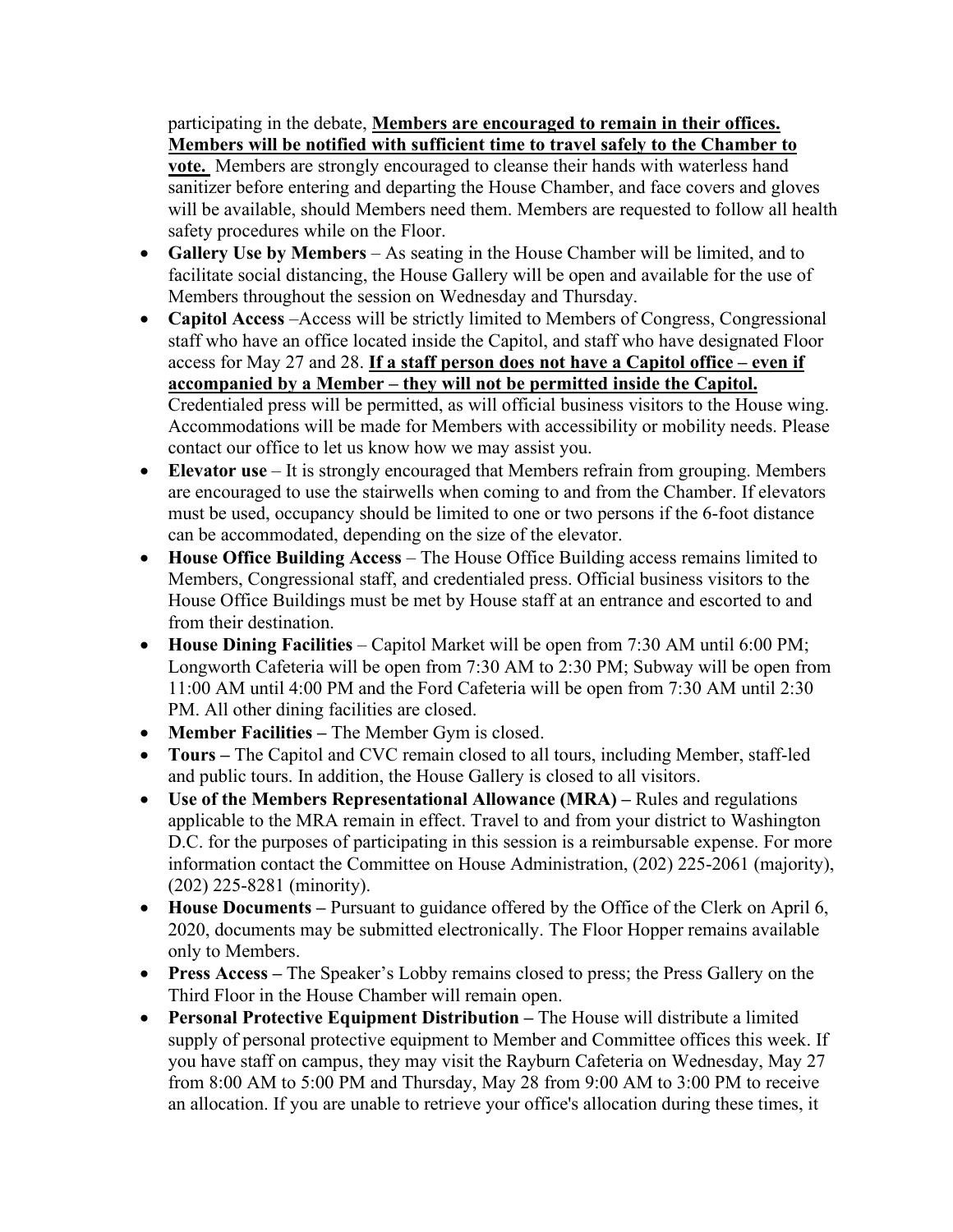participating in the debate, **<u>Members are encouraged to remain in their offices. Members will be notified with sufficient time to travel safely to the Chamber to vote.</u>** Members are strongly encouraged to cleanse their hands with waterless hand sanitizer before entering and departing the House Chamber, and face covers and gloves will be available, should Members need them. Members are requested to follow all health safety procedures while on the Floor.

- **Gallery Use by Members** – As seating in the House Chamber will be limited, and to facilitate social distancing, the House Gallery will be open and available for the use of Members throughout the session on Wednesday and Thursday.
- **Capitol Access** –Access will be strictly limited to Members of Congress, Congressional staff who have an office located inside the Capitol, and staff who have designated Floor access for May 27 and 28. **<u>If a staff person does not have a Capitol office – even if accompanied by a Member – they will not be permitted inside the Capitol.</u>** Credentialed press will be permitted, as will official business visitors to the House wing. Accommodations will be made for Members with accessibility or mobility needs. Please contact our office to let us know how we may assist you.
- **Elevator use** – It is strongly encouraged that Members refrain from grouping. Members are encouraged to use the stairwells when coming to and from the Chamber. If elevators must be used, occupancy should be limited to one or two persons if the 6-foot distance can be accommodated, depending on the size of the elevator.
- **House Office Building Access** – The House Office Building access remains limited to Members, Congressional staff, and credentialed press. Official business visitors to the House Office Buildings must be met by House staff at an entrance and escorted to and from their destination.
- **House Dining Facilities** – Capitol Market will be open from 7:30 AM until 6:00 PM; Longworth Cafeteria will be open from 7:30 AM to 2:30 PM; Subway will be open from 11:00 AM until 4:00 PM and the Ford Cafeteria will be open from 7:30 AM until 2:30 PM. All other dining facilities are closed.
- **Member Facilities –** The Member Gym is closed.
- **Tours –** The Capitol and CVC remain closed to all tours, including Member, staff-led and public tours. In addition, the House Gallery is closed to all visitors.
- **Use of the Members Representational Allowance (MRA) –** Rules and regulations applicable to the MRA remain in effect. Travel to and from your district to Washington D.C. for the purposes of participating in this session is a reimbursable expense. For more information contact the Committee on House Administration, (202) 225-2061 (majority), (202) 225-8281 (minority).
- **House Documents –** Pursuant to guidance offered by the Office of the Clerk on April 6, 2020, documents may be submitted electronically. The Floor Hopper remains available only to Members.
- **Press Access –** The Speaker's Lobby remains closed to press; the Press Gallery on the Third Floor in the House Chamber will remain open.
- **Personal Protective Equipment Distribution –** The House will distribute a limited supply of personal protective equipment to Member and Committee offices this week. If you have staff on campus, they may visit the Rayburn Cafeteria on Wednesday, May 27 from 8:00 AM to 5:00 PM and Thursday, May 28 from 9:00 AM to 3:00 PM to receive an allocation. If you are unable to retrieve your office's allocation during these times, it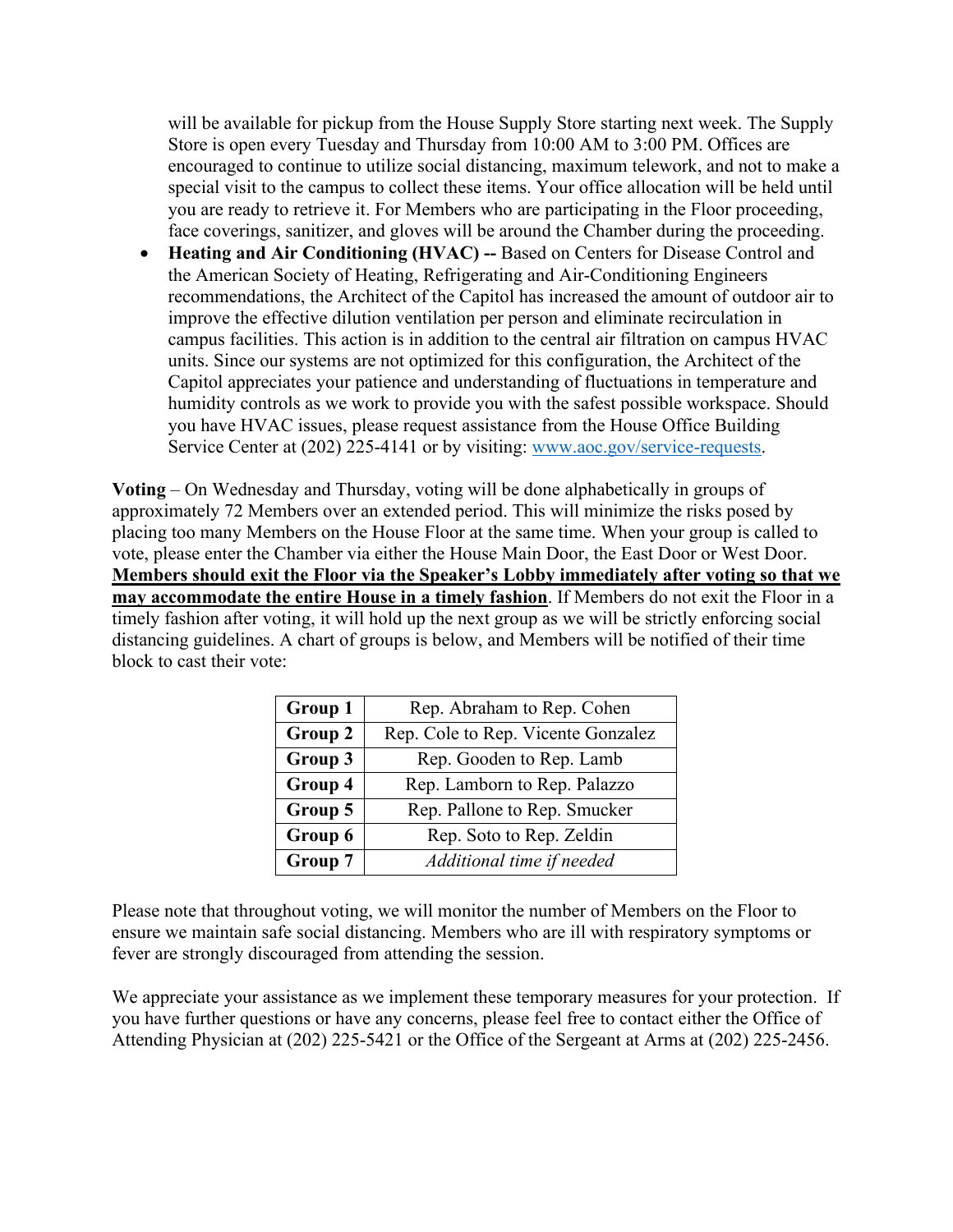will be available for pickup from the House Supply Store starting next week. The Supply Store is open every Tuesday and Thursday from 10:00 AM to 3:00 PM. Offices are encouraged to continue to utilize social distancing, maximum telework, and not to make a special visit to the campus to collect these items. Your office allocation will be held until you are ready to retrieve it. For Members who are participating in the Floor proceeding, face coverings, sanitizer, and gloves will be around the Chamber during the proceeding.

- **Heating and Air Conditioning (HVAC) --** Based on Centers for Disease Control and the American Society of Heating, Refrigerating and Air-Conditioning Engineers recommendations, the Architect of the Capitol has increased the amount of outdoor air to improve the effective dilution ventilation per person and eliminate recirculation in campus facilities. This action is in addition to the central air filtration on campus HVAC units. Since our systems are not optimized for this configuration, the Architect of the Capitol appreciates your patience and understanding of fluctuations in temperature and humidity controls as we work to provide you with the safest possible workspace. Should you have HVAC issues, please request assistance from the House Office Building Service Center at (202) 225-4141 or by visiting: [www.aoc.gov/service-requests](http://www.aoc.gov/service-requests).

**Voting** – On Wednesday and Thursday, voting will be done alphabetically in groups of approximately 72 Members over an extended period. This will minimize the risks posed by placing too many Members on the House Floor at the same time. When your group is called to vote, please enter the Chamber via either the House Main Door, the East Door or West Door. **Members should exit the Floor via the Speaker's Lobby immediately after voting so that we may accommodate the entire House in a timely fashion**. If Members do not exit the Floor in a timely fashion after voting, it will hold up the next group as we will be strictly enforcing social distancing guidelines. A chart of groups is below, and Members will be notified of their time block to cast their vote:

| | |
|---|---|
| **Group 1** | Rep. Abraham to Rep. Cohen |
| **Group 2** | Rep. Cole to Rep. Vicente Gonzalez |
| **Group 3** | Rep. Gooden to Rep. Lamb |
| **Group 4** | Rep. Lamborn to Rep. Palazzo |
| **Group 5** | Rep. Pallone to Rep. Smucker |
| **Group 6** | Rep. Soto to Rep. Zeldin |
| **Group 7** | *Additional time if needed* |

Please note that throughout voting, we will monitor the number of Members on the Floor to ensure we maintain safe social distancing. Members who are ill with respiratory symptoms or fever are strongly discouraged from attending the session.

We appreciate your assistance as we implement these temporary measures for your protection. If you have further questions or have any concerns, please feel free to contact either the Office of Attending Physician at (202) 225-5421 or the Office of the Sergeant at Arms at (202) 225-2456.